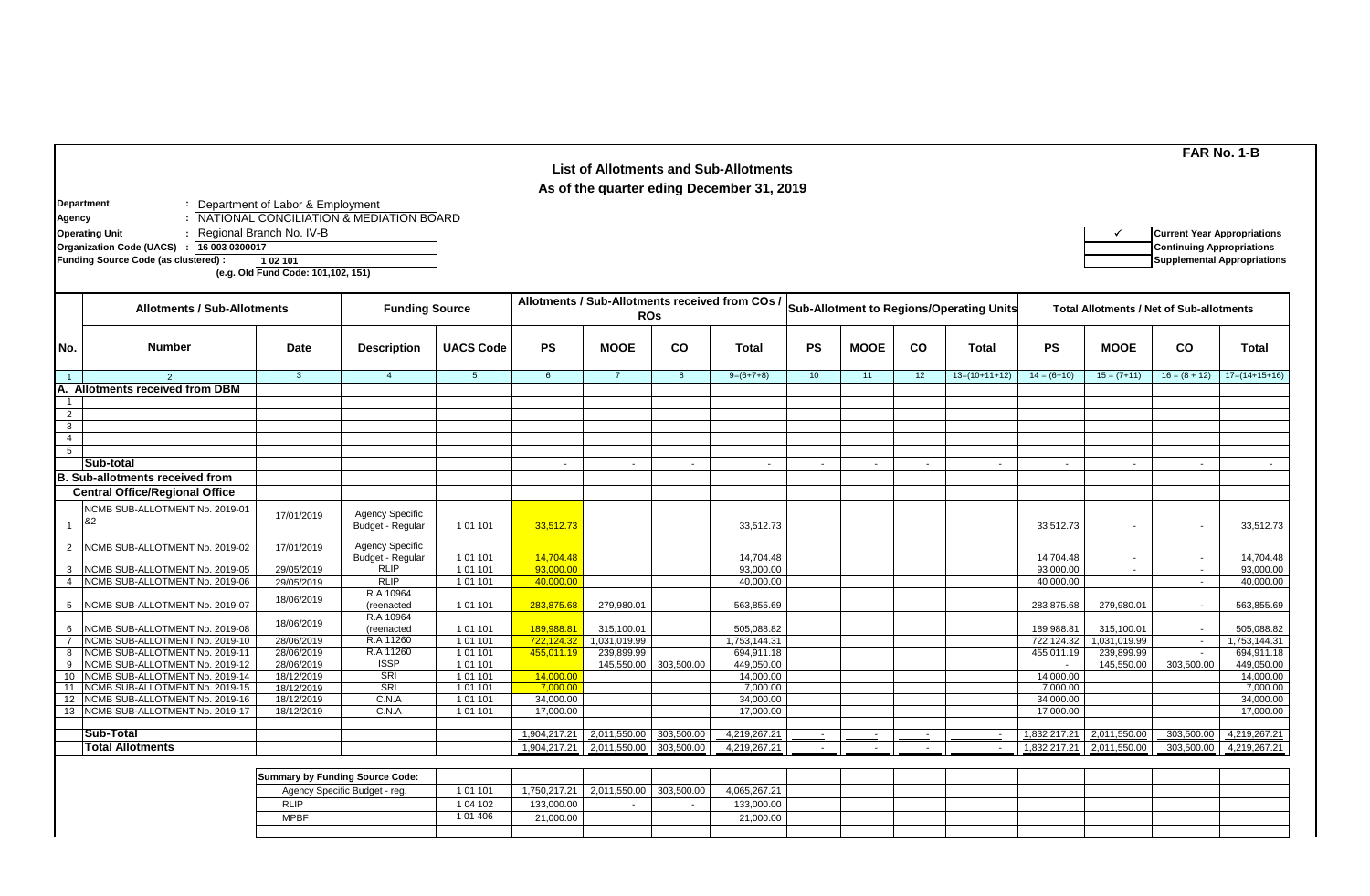**FAR No. 1-B**

## List of Allotments and Sub-Allotments

### As of the quarter eding December 31, 2019

**Department** : Department of Labor & Employment
**Agency** : NATIONAL CONCILIATION & MEDIATION BOARD
**Operating Unit** : Regional Branch No. IV-B
**Organization Code (UACS)** : **16 003 0300017**
**Funding Source Code (as clustered)** : **1 02 101**
**(e.g. Old Fund Code: 101,102, 151)**

| | |
|---|---|
| ✓ | **Current Year Appropriations** |
| | **Continuing Appropriations** |
| | **Supplemental Appropriations** |

| No. | Allotments / Sub-Allotments | | Funding Source | | Allotments / Sub-Allotments received from COs / ROs | | | | Sub-Allotment to Regions/Operating Units | | | | Total Allotments / Net of Sub-allotments | | | |
|---|---|---|---|---|---|---|---|---|---|---|---|---|---|---|---|---|
| | Number | Date | Description | UACS Code | PS | MOOE | CO | Total | PS | MOOE | CO | Total | PS | MOOE | CO | Total |
| 1 | 2 | 3 | 4 | 5 | 6 | 7 | 8 | 9=(6+7+8) | 10 | 11 | 12 | 13=(10+11+12) | 14 = (6+10) | 15 = (7+11) | 16 = (8 + 12) | 17=(14+15+16) |
| **A. Allotments received from DBM** | | | | | | | | | | | | | | | | |
| 1 | | | | | | | | | | | | | | | | |
| 2 | | | | | | | | | | | | | | | | |
| 3 | | | | | | | | | | | | | | | | |
| 4 | | | | | | | | | | | | | | | | |
| 5 | | | | | | | | | | | | | | | | |
| | **Sub-total** | | | | - | - | - | - | - | - | - | - | - | - | - | - |
| **B. Sub-allotments received from** | | | | | | | | | | | | | | | | |
| **Central Office/Regional Office** | | | | | | | | | | | | | | | | |
| 1 | NCMB SUB-ALLOTMENT No. 2019-01 &2 | 17/01/2019 | Agency Specific Budget - Regular | 1 01 101 | 33,512.73 | | | 33,512.73 | | | | | 33,512.73 | - | - | 33,512.73 |
| 2 | NCMB SUB-ALLOTMENT No. 2019-02 | 17/01/2019 | Agency Specific Budget - Regular | 1 01 101 | 14,704.48 | | | 14,704.48 | | | | | 14,704.48 | - | - | 14,704.48 |
| 3 | NCMB SUB-ALLOTMENT No. 2019-05 | 29/05/2019 | RLIP | 1 01 101 | 93,000.00 | | | 93,000.00 | | | | | 93,000.00 | - | - | 93,000.00 |
| 4 | NCMB SUB-ALLOTMENT No. 2019-06 | 29/05/2019 | RLIP | 1 01 101 | 40,000.00 | | | 40,000.00 | | | | | 40,000.00 | | - | 40,000.00 |
| 5 | NCMB SUB-ALLOTMENT No. 2019-07 | 18/06/2019 | R.A 10964 (reenacted | 1 01 101 | 283,875.68 | 279,980.01 | | 563,855.69 | | | | | 283,875.68 | 279,980.01 | - | 563,855.69 |
| 6 | NCMB SUB-ALLOTMENT No. 2019-08 | 18/06/2019 | R.A 10964 (reenacted | 1 01 101 | 189,988.81 | 315,100.01 | | 505,088.82 | | | | | 189,988.81 | 315,100.01 | - | 505,088.82 |
| 7 | NCMB SUB-ALLOTMENT No. 2019-10 | 28/06/2019 | R.A 11260 | 1 01 101 | 722,124.32 | 1,031,019.99 | | 1,753,144.31 | | | | | 722,124.32 | 1,031,019.99 | - | 1,753,144.31 |
| 8 | NCMB SUB-ALLOTMENT No. 2019-11 | 28/06/2019 | R.A 11260 | 1 01 101 | 455,011.19 | 239,899.99 | | 694,911.18 | | | | | 455,011.19 | 239,899.99 | - | 694,911.18 |
| 9 | NCMB SUB-ALLOTMENT No. 2019-12 | 28/06/2019 | ISSP | 1 01 101 | | 145,550.00 | 303,500.00 | 449,050.00 | | | | | - | 145,550.00 | 303,500.00 | 449,050.00 |
| 10 | NCMB SUB-ALLOTMENT No. 2019-14 | 18/12/2019 | SRI | 1 01 101 | 14,000.00 | | | 14,000.00 | | | | | 14,000.00 | | | 14,000.00 |
| 11 | NCMB SUB-ALLOTMENT No. 2019-15 | 18/12/2019 | SRI | 1 01 101 | 7,000.00 | | | 7,000.00 | | | | | 7,000.00 | | | 7,000.00 |
| 12 | NCMB SUB-ALLOTMENT No. 2019-16 | 18/12/2019 | C.N.A | 1 01 101 | 34,000.00 | | | 34,000.00 | | | | | 34,000.00 | | | 34,000.00 |
| 13 | NCMB SUB-ALLOTMENT No. 2019-17 | 18/12/2019 | C.N.A | 1 01 101 | 17,000.00 | | | 17,000.00 | | | | | 17,000.00 | | | 17,000.00 |
| | **Sub-Total** | | | | 1,904,217.21 | 2,011,550.00 | 303,500.00 | 4,219,267.21 | - | - | - | - | 1,832,217.21 | 2,011,550.00 | 303,500.00 | 4,219,267.21 |
| | **Total Allotments** | | | | 1,904,217.21 | 2,011,550.00 | 303,500.00 | 4,219,267.21 | - | - | - | - | 1,832,217.21 | 2,011,550.00 | 303,500.00 | 4,219,267.21 |

| **Summary by Funding Source Code:** | | | | | |
|---|---|---|---|---|---|
| Agency Specific Budget - reg. | 1 01 101 | 1,750,217.21 | 2,011,550.00 | 303,500.00 | 4,065,267.21 |
| RLIP | 1 04 102 | 133,000.00 | - | - | 133,000.00 |
| MPBF | 1 01 406 | 21,000.00 | | | 21,000.00 |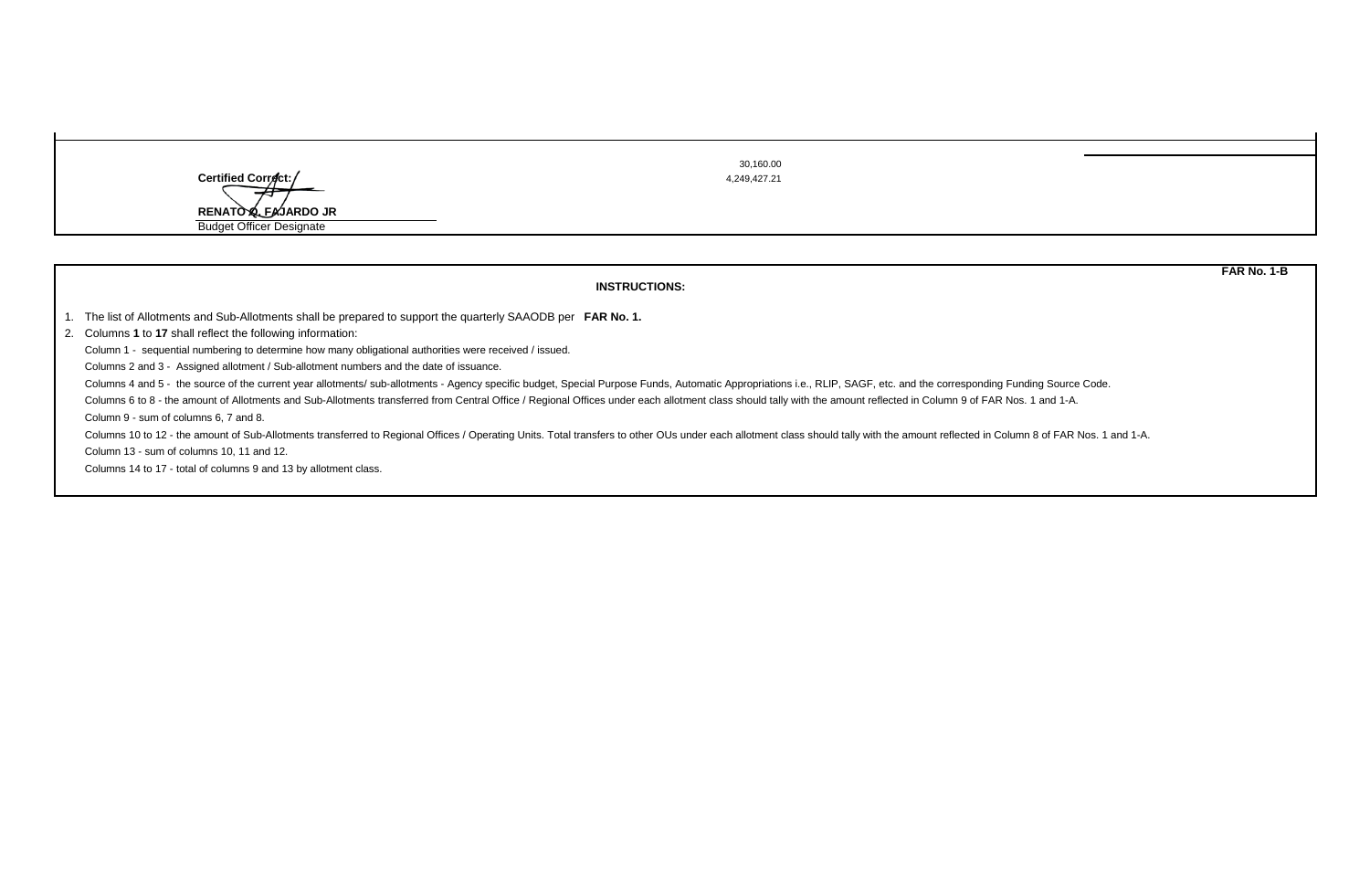30,160.00

4,249,427.21

**Certified Correct:**

**RENATO Q. FAJARDO JR**

Budget Officer Designate

**FAR No. 1-B**

**INSTRUCTIONS:**

1. The list of Allotments and Sub-Allotments shall be prepared to support the quarterly SAAODB per **FAR No. 1.**
2. Columns **1** to **17** shall reflect the following information:

Column 1 - sequential numbering to determine how many obligational authorities were received / issued.

Columns 2 and 3 - Assigned allotment / Sub-allotment numbers and the date of issuance.

Columns 4 and 5 - the source of the current year allotments/ sub-allotments - Agency specific budget, Special Purpose Funds, Automatic Appropriations i.e., RLIP, SAGF, etc. and the corresponding Funding Source Code.

Columns 6 to 8 - the amount of Allotments and Sub-Allotments transferred from Central Office / Regional Offices under each allotment class should tally with the amount reflected in Column 9 of FAR Nos. 1 and 1-A.

Column 9 - sum of columns 6, 7 and 8.

Columns 10 to 12 - the amount of Sub-Allotments transferred to Regional Offices / Operating Units. Total transfers to other OUs under each allotment class should tally with the amount reflected in Column 8 of FAR Nos. 1 and 1-A.

Column 13 - sum of columns 10, 11 and 12.

Columns 14 to 17 - total of columns 9 and 13 by allotment class.